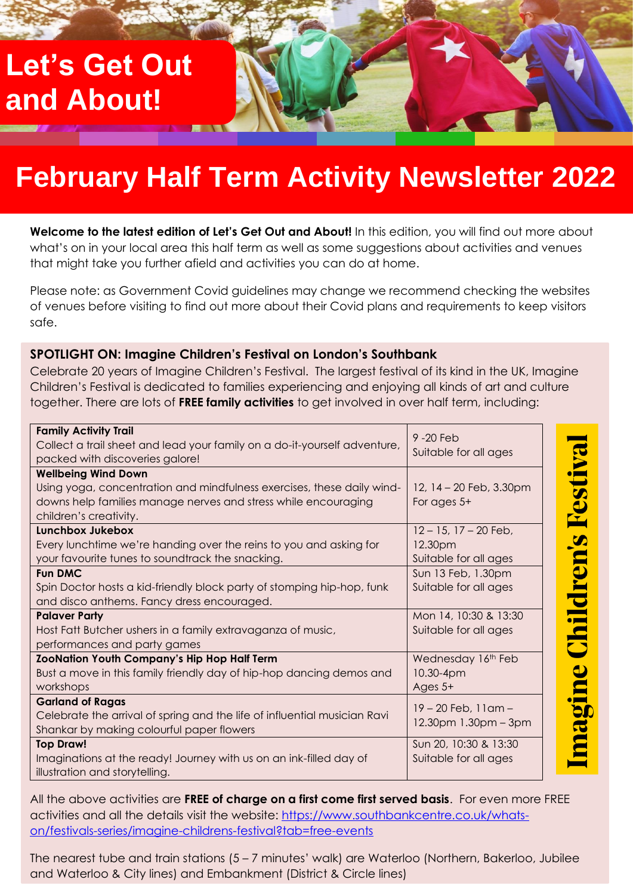# Let's Get Out and About!

## February Half Term Activity Newsletter 2022

**Welcome to the latest edition of Let's Get Out and About!** In this edition, you will find out more about what's on in your local area this half term as well as some suggestions about activities and venues that might take you further afield and activities you can do at home.

Please note: as Government Covid guidelines may change we recommend checking the websites of venues before visiting to find out more about their Covid plans and requirements to keep visitors safe.

### SPOTLIGHT ON: Imagine Children's Festival on London's Southbank

Celebrate 20 years of Imagine Children's Festival. The largest festival of its kind in the UK, Imagine Children's Festival is dedicated to families experiencing and enjoying all kinds of art and culture together. There are lots of **FREE family activities** to get involved in over half term, including:

**Imagine Children's Festival**

| Activity | Dates / Times / Ages |
|---|---|
| **Family Activity Trail**<br>Collect a trail sheet and lead your family on a do-it-yourself adventure, packed with discoveries galore! | 9 -20 Feb<br>Suitable for all ages |
| **Wellbeing Wind Down**<br>Using yoga, concentration and mindfulness exercises, these daily wind-downs help families manage nerves and stress while encouraging children's creativity. | 12, 14 – 20 Feb, 3.30pm<br>For ages 5+ |
| **Lunchbox Jukebox**<br>Every lunchtime we're handing over the reins to you and asking for your favourite tunes to soundtrack the snacking. | 12 – 15, 17 – 20 Feb, 12.30pm<br>Suitable for all ages |
| **Fun DMC**<br>Spin Doctor hosts a kid-friendly block party of stomping hip-hop, funk and disco anthems. Fancy dress encouraged. | Sun 13 Feb, 1.30pm<br>Suitable for all ages |
| **Palaver Party**<br>Host Fatt Butcher ushers in a family extravaganza of music, performances and party games | Mon 14, 10:30 & 13:30<br>Suitable for all ages |
| **ZooNation Youth Company's Hip Hop Half Term**<br>Bust a move in this family friendly day of hip-hop dancing demos and workshops | Wednesday 16th Feb<br>10.30-4pm<br>Ages 5+ |
| **Garland of Ragas**<br>Celebrate the arrival of spring and the life of influential musician Ravi Shankar by making colourful paper flowers | 19 – 20 Feb, 11am – 12.30pm 1.30pm – 3pm |
| **Top Draw!**<br>Imaginations at the ready! Journey with us on an ink-filled day of illustration and storytelling. | Sun 20, 10:30 & 13:30<br>Suitable for all ages |

All the above activities are **FREE of charge on a first come first served basis**. For even more FREE activities and all the details visit the website: https://www.southbankcentre.co.uk/whats-on/festivals-series/imagine-childrens-festival?tab=free-events

The nearest tube and train stations (5 – 7 minutes' walk) are Waterloo (Northern, Bakerloo, Jubilee and Waterloo & City lines) and Embankment (District & Circle lines)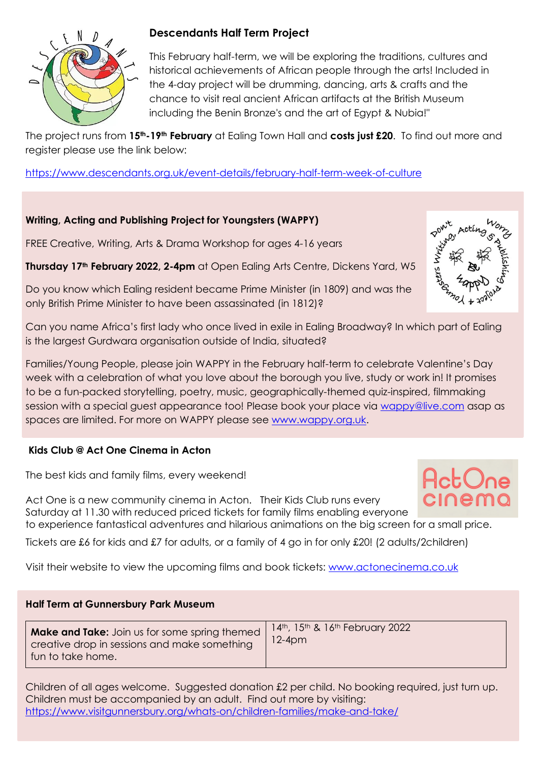### Descendants Half Term Project

This February half-term, we will be exploring the traditions, cultures and historical achievements of African people through the arts! Included in the 4-day project will be drumming, dancing, arts & crafts and the chance to visit real ancient African artifacts at the British Museum including the Benin Bronze's and the art of Egypt & Nubia!"

The project runs from **15th-19th February** at Ealing Town Hall and **costs just £20**. To find out more and register please use the link below:

https://www.descendants.org.uk/event-details/february-half-term-week-of-culture

### Writing, Acting and Publishing Project for Youngsters (WAPPY)

FREE Creative, Writing, Arts & Drama Workshop for ages 4-16 years

**Thursday 17th February 2022, 2-4pm** at Open Ealing Arts Centre, Dickens Yard, W5

Do you know which Ealing resident became Prime Minister (in 1809) and was the only British Prime Minister to have been assassinated (in 1812)?

Can you name Africa's first lady who once lived in exile in Ealing Broadway? In which part of Ealing is the largest Gurdwara organisation outside of India, situated?

Families/Young People, please join WAPPY in the February half-term to celebrate Valentine's Day week with a celebration of what you love about the borough you live, study or work in! It promises to be a fun-packed storytelling, poetry, music, geographically-themed quiz-inspired, filmmaking session with a special guest appearance too! Please book your place via wappy@live.com asap as spaces are limited. For more on WAPPY please see www.wappy.org.uk.

### Kids Club @ Act One Cinema in Acton

The best kids and family films, every weekend!

Act One is a new community cinema in Acton. Their Kids Club runs every Saturday at 11.30 with reduced priced tickets for family films enabling everyone to experience fantastical adventures and hilarious animations on the big screen for a small price.

Tickets are £6 for kids and £7 for adults, or a family of 4 go in for only £20! (2 adults/2children)

Visit their website to view the upcoming films and book tickets: www.actonecinema.co.uk

### Half Term at Gunnersbury Park Museum

| **Make and Take:** Join us for some spring themed creative drop in sessions and make something fun to take home. | 14th, 15th & 16th February 2022<br>12-4pm |
|---|---|

Children of all ages welcome. Suggested donation £2 per child. No booking required, just turn up. Children must be accompanied by an adult. Find out more by visiting:
https://www.visitgunnersbury.org/whats-on/children-families/make-and-take/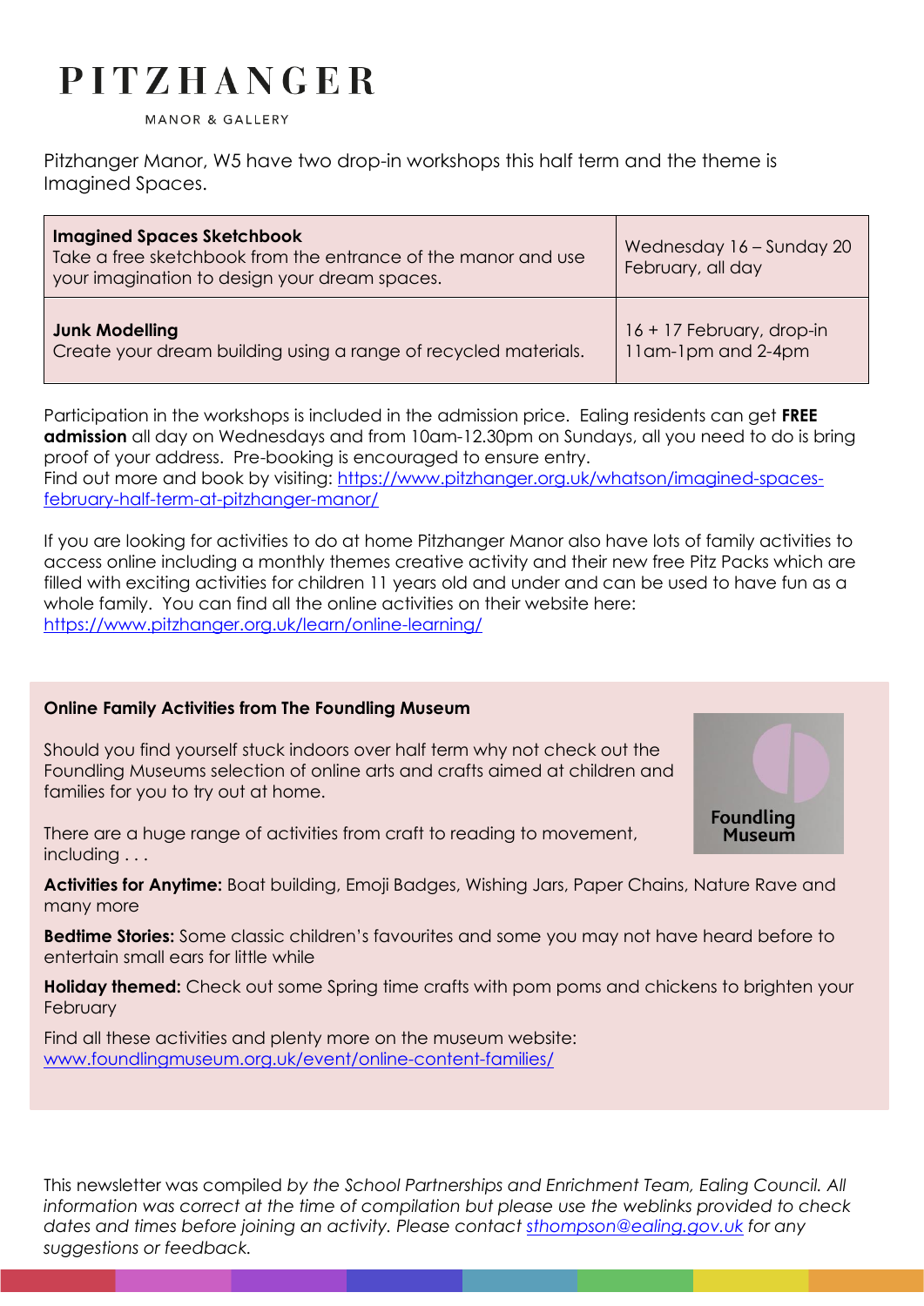# PITZHANGER

MANOR & GALLERY

Pitzhanger Manor, W5 have two drop-in workshops this half term and the theme is Imagined Spaces.

| | |
|---|---|
| **Imagined Spaces Sketchbook**<br>Take a free sketchbook from the entrance of the manor and use your imagination to design your dream spaces. | Wednesday 16 – Sunday 20 February, all day |
| **Junk Modelling**<br>Create your dream building using a range of recycled materials. | 16 + 17 February, drop-in 11am-1pm and 2-4pm |

Participation in the workshops is included in the admission price. Ealing residents can get **FREE admission** all day on Wednesdays and from 10am-12.30pm on Sundays, all you need to do is bring proof of your address. Pre-booking is encouraged to ensure entry.
Find out more and book by visiting: https://www.pitzhanger.org.uk/whatson/imagined-spaces-february-half-term-at-pitzhanger-manor/

If you are looking for activities to do at home Pitzhanger Manor also have lots of family activities to access online including a monthly themes creative activity and their new free Pitz Packs which are filled with exciting activities for children 11 years old and under and can be used to have fun as a whole family. You can find all the online activities on their website here: https://www.pitzhanger.org.uk/learn/online-learning/

### Online Family Activities from The Foundling Museum

Foundling Museum

Should you find yourself stuck indoors over half term why not check out the Foundling Museums selection of online arts and crafts aimed at children and families for you to try out at home.

There are a huge range of activities from craft to reading to movement, including . . .

**Activities for Anytime:** Boat building, Emoji Badges, Wishing Jars, Paper Chains, Nature Rave and many more

**Bedtime Stories:** Some classic children's favourites and some you may not have heard before to entertain small ears for little while

**Holiday themed:** Check out some Spring time crafts with pom poms and chickens to brighten your February

Find all these activities and plenty more on the museum website:
www.foundlingmuseum.org.uk/event/online-content-families/

This newsletter was compiled *by the School Partnerships and Enrichment Team, Ealing Council. All information was correct at the time of compilation but please use the weblinks provided to check dates and times before joining an activity. Please contact* sthompson@ealing.gov.uk *for any suggestions or feedback.*